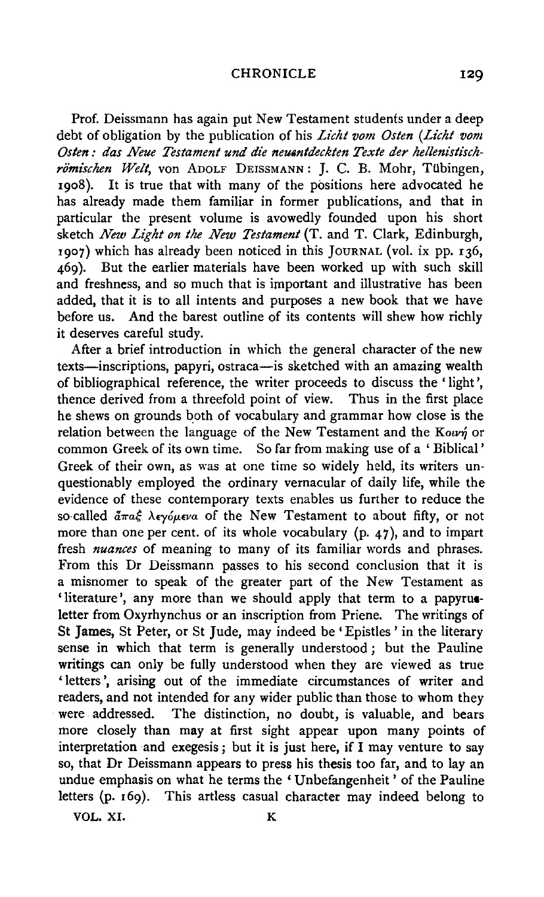Prof. Deissmann has again put New Testament students under a deep debt of obligation by the publication of his *Licht vom Osten* (*Licht vom Osten: das Neue Testament und die neuentdeckten Texte der hellenistisch-römischen Welt*, von ADOLF DEISSMANN: J. C. B. Mohr, Tübingen, 1908). It is true that with many of the positions here advocated he has already made them familiar in former publications, and that in particular the present volume is avowedly founded upon his short sketch *New Light on the New Testament* (T. and T. Clark, Edinburgh, 1907) which has already been noticed in this JOURNAL (vol. ix pp. 136, 469). But the earlier materials have been worked up with such skill and freshness, and so much that is important and illustrative has been added, that it is to all intents and purposes a new book that we have before us. And the barest outline of its contents will shew how richly it deserves careful study.

After a brief introduction in which the general character of the new texts—inscriptions, papyri, ostraca—is sketched with an amazing wealth of bibliographical reference, the writer proceeds to discuss the 'light', thence derived from a threefold point of view. Thus in the first place he shews on grounds both of vocabulary and grammar how close is the relation between the language of the New Testament and the Κοινή or common Greek of its own time. So far from making use of a 'Biblical' Greek of their own, as was at one time so widely held, its writers unquestionably employed the ordinary vernacular of daily life, while the evidence of these contemporary texts enables us further to reduce the so-called ἅπαξ λεγόμενα of the New Testament to about fifty, or not more than one per cent. of its whole vocabulary (p. 47), and to impart fresh *nuances* of meaning to many of its familiar words and phrases. From this Dr Deissmann passes to his second conclusion that it is a misnomer to speak of the greater part of the New Testament as 'literature', any more than we should apply that term to a papyrus-letter from Oxyrhynchus or an inscription from Priene. The writings of St James, St Peter, or St Jude, may indeed be 'Epistles' in the literary sense in which that term is generally understood; but the Pauline writings can only be fully understood when they are viewed as true 'letters', arising out of the immediate circumstances of writer and readers, and not intended for any wider public than those to whom they were addressed. The distinction, no doubt, is valuable, and bears more closely than may at first sight appear upon many points of interpretation and exegesis; but it is just here, if I may venture to say so, that Dr Deissmann appears to press his thesis too far, and to lay an undue emphasis on what he terms the 'Unbefangenheit' of the Pauline letters (p. 169). This artless casual character may indeed belong to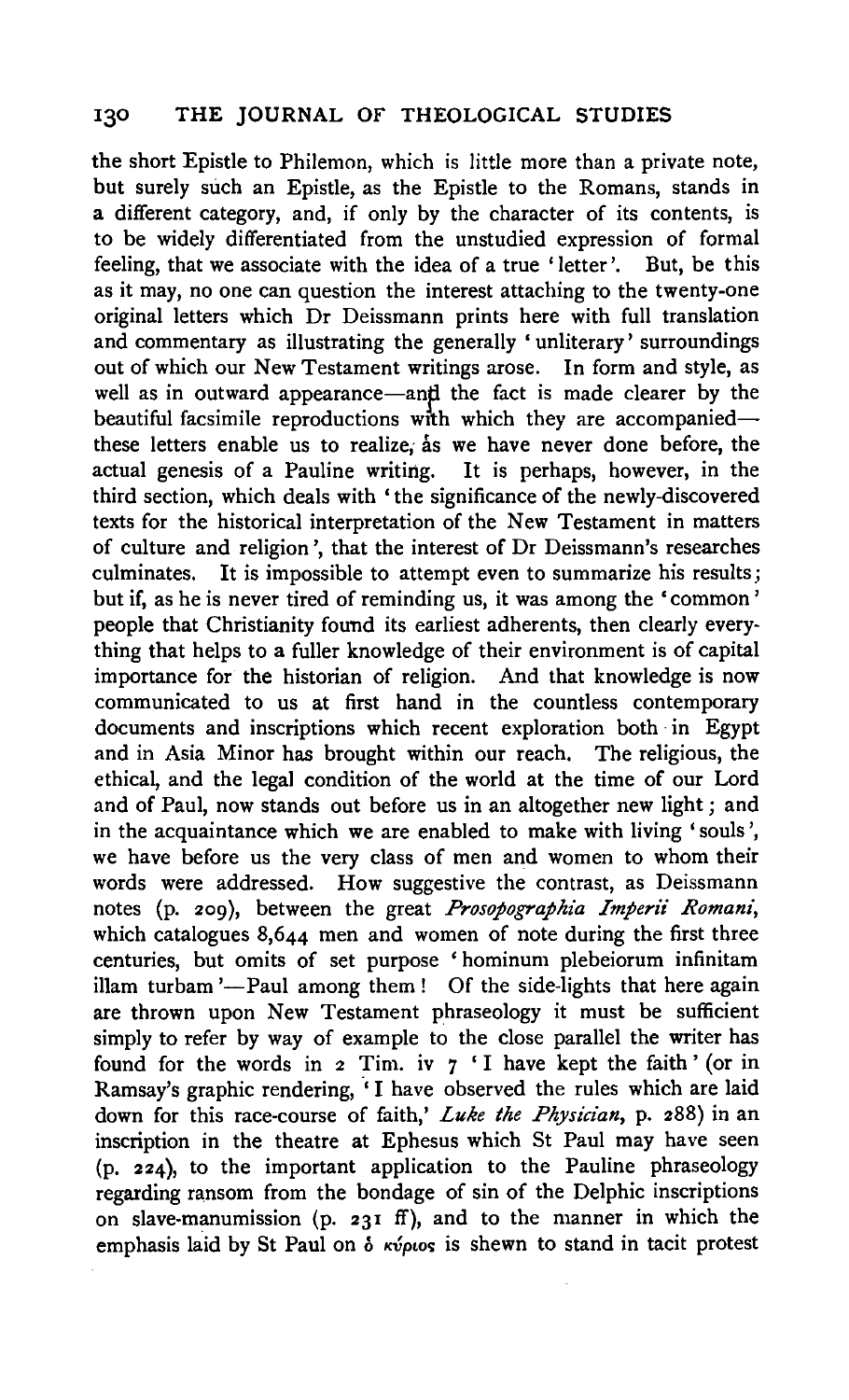the short Epistle to Philemon, which is little more than a private note, but surely such an Epistle, as the Epistle to the Romans, stands in a different category, and, if only by the character of its contents, is to be widely differentiated from the unstudied expression of formal feeling, that we associate with the idea of a true 'letter'. But, be this as it may, no one can question the interest attaching to the twenty-one original letters which Dr Deissmann prints here with full translation and commentary as illustrating the generally 'unliterary' surroundings out of which our New Testament writings arose. In form and style, as well as in outward appearance—and the fact is made clearer by the beautiful facsimile reproductions with which they are accompanied—these letters enable us to realize, as we have never done before, the actual genesis of a Pauline writing. It is perhaps, however, in the third section, which deals with 'the significance of the newly-discovered texts for the historical interpretation of the New Testament in matters of culture and religion', that the interest of Dr Deissmann's researches culminates. It is impossible to attempt even to summarize his results; but if, as he is never tired of reminding us, it was among the 'common' people that Christianity found its earliest adherents, then clearly everything that helps to a fuller knowledge of their environment is of capital importance for the historian of religion. And that knowledge is now communicated to us at first hand in the countless contemporary documents and inscriptions which recent exploration both in Egypt and in Asia Minor has brought within our reach. The religious, the ethical, and the legal condition of the world at the time of our Lord and of Paul, now stands out before us in an altogether new light; and in the acquaintance which we are enabled to make with living 'souls', we have before us the very class of men and women to whom their words were addressed. How suggestive the contrast, as Deissmann notes (p. 209), between the great *Prosopographia Imperii Romani*, which catalogues 8,644 men and women of note during the first three centuries, but omits of set purpose 'hominum plebeiorum infinitam illam turbam'—Paul among them! Of the side-lights that here again are thrown upon New Testament phraseology it must be sufficient simply to refer by way of example to the close parallel the writer has found for the words in 2 Tim. iv 7 'I have kept the faith' (or in Ramsay's graphic rendering, 'I have observed the rules which are laid down for this race-course of faith,' *Luke the Physician*, p. 288) in an inscription in the theatre at Ephesus which St Paul may have seen (p. 224), to the important application to the Pauline phraseology regarding ransom from the bondage of sin of the Delphic inscriptions on slave-manumission (p. 231 ff), and to the manner in which the emphasis laid by St Paul on ὁ κύριος is shewn to stand in tacit protest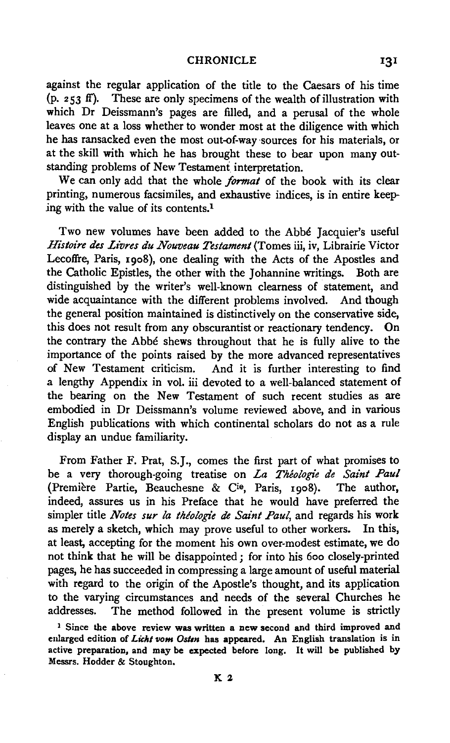against the regular application of the title to the Caesars of his time (p. 253 ff). These are only specimens of the wealth of illustration with which Dr Deissmann's pages are filled, and a perusal of the whole leaves one at a loss whether to wonder most at the diligence with which he has ransacked even the most out-of-way sources for his materials, or at the skill with which he has brought these to bear upon many outstanding problems of New Testament interpretation.

We can only add that the whole *format* of the book with its clear printing, numerous facsimiles, and exhaustive indices, is in entire keeping with the value of its contents.[1]

Two new volumes have been added to the Abbé Jacquier's useful *Histoire des Livres du Nouveau Testament* (Tomes iii, iv, Librairie Victor Lecoffre, Paris, 1908), one dealing with the Acts of the Apostles and the Catholic Epistles, the other with the Johannine writings. Both are distinguished by the writer's well-known clearness of statement, and wide acquaintance with the different problems involved. And though the general position maintained is distinctively on the conservative side, this does not result from any obscurantist or reactionary tendency. On the contrary the Abbé shews throughout that he is fully alive to the importance of the points raised by the more advanced representatives of New Testament criticism. And it is further interesting to find a lengthy Appendix in vol. iii devoted to a well-balanced statement of the bearing on the New Testament of such recent studies as are embodied in Dr Deissmann's volume reviewed above, and in various English publications with which continental scholars do not as a rule display an undue familiarity.

From Father F. Prat, S.J., comes the first part of what promises to be a very thorough-going treatise on *La Théologie de Saint Paul* (Première Partie, Beauchesne & Cie, Paris, 1908). The author, indeed, assures us in his Preface that he would have preferred the simpler title *Notes sur la théologie de Saint Paul*, and regards his work as merely a sketch, which may prove useful to other workers. In this, at least, accepting for the moment his own over-modest estimate, we do not think that he will be disappointed; for into his 600 closely-printed pages, he has succeeded in compressing a large amount of useful material with regard to the origin of the Apostle's thought, and its application to the varying circumstances and needs of the several Churches he addresses. The method followed in the present volume is strictly

[1] Since the above review was written a new second and third improved and enlarged edition of *Licht vom Osten* has appeared. An English translation is in active preparation, and may be expected before long. It will be published by Messrs. Hodder & Stoughton.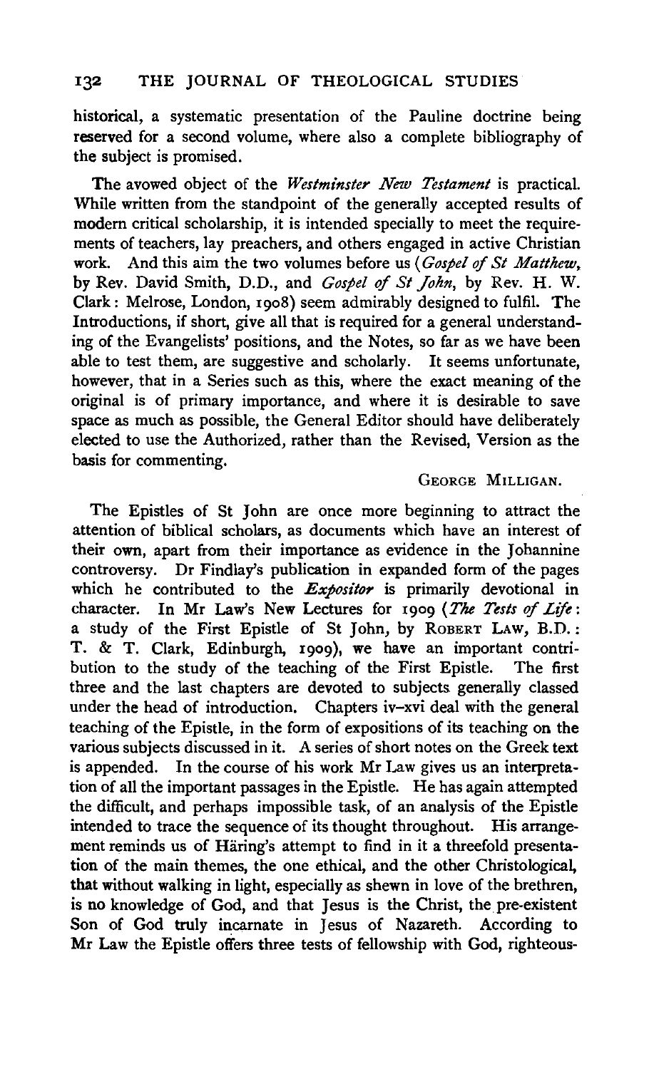historical, a systematic presentation of the Pauline doctrine being reserved for a second volume, where also a complete bibliography of the subject is promised.

The avowed object of the *Westminster New Testament* is practical. While written from the standpoint of the generally accepted results of modern critical scholarship, it is intended specially to meet the requirements of teachers, lay preachers, and others engaged in active Christian work. And this aim the two volumes before us (*Gospel of St Matthew*, by Rev. David Smith, D.D., and *Gospel of St John*, by Rev. H. W. Clark: Melrose, London, 1908) seem admirably designed to fulfil. The Introductions, if short, give all that is required for a general understanding of the Evangelists' positions, and the Notes, so far as we have been able to test them, are suggestive and scholarly. It seems unfortunate, however, that in a Series such as this, where the exact meaning of the original is of primary importance, and where it is desirable to save space as much as possible, the General Editor should have deliberately elected to use the Authorized, rather than the Revised, Version as the basis for commenting.

GEORGE MILLIGAN.

The Epistles of St John are once more beginning to attract the attention of biblical scholars, as documents which have an interest of their own, apart from their importance as evidence in the Johannine controversy. Dr Findlay's publication in expanded form of the pages which he contributed to the *Expositor* is primarily devotional in character. In Mr Law's New Lectures for 1909 (*The Tests of Life*: a study of the First Epistle of St John, by ROBERT LAW, B.D.: T. & T. Clark, Edinburgh, 1909), we have an important contribution to the study of the teaching of the First Epistle. The first three and the last chapters are devoted to subjects generally classed under the head of introduction. Chapters iv–xvi deal with the general teaching of the Epistle, in the form of expositions of its teaching on the various subjects discussed in it. A series of short notes on the Greek text is appended. In the course of his work Mr Law gives us an interpretation of all the important passages in the Epistle. He has again attempted the difficult, and perhaps impossible task, of an analysis of the Epistle intended to trace the sequence of its thought throughout. His arrangement reminds us of Häring's attempt to find in it a threefold presentation of the main themes, the one ethical, and the other Christological, that without walking in light, especially as shewn in love of the brethren, is no knowledge of God, and that Jesus is the Christ, the pre-existent Son of God truly incarnate in Jesus of Nazareth. According to Mr Law the Epistle offers three tests of fellowship with God, righteous-